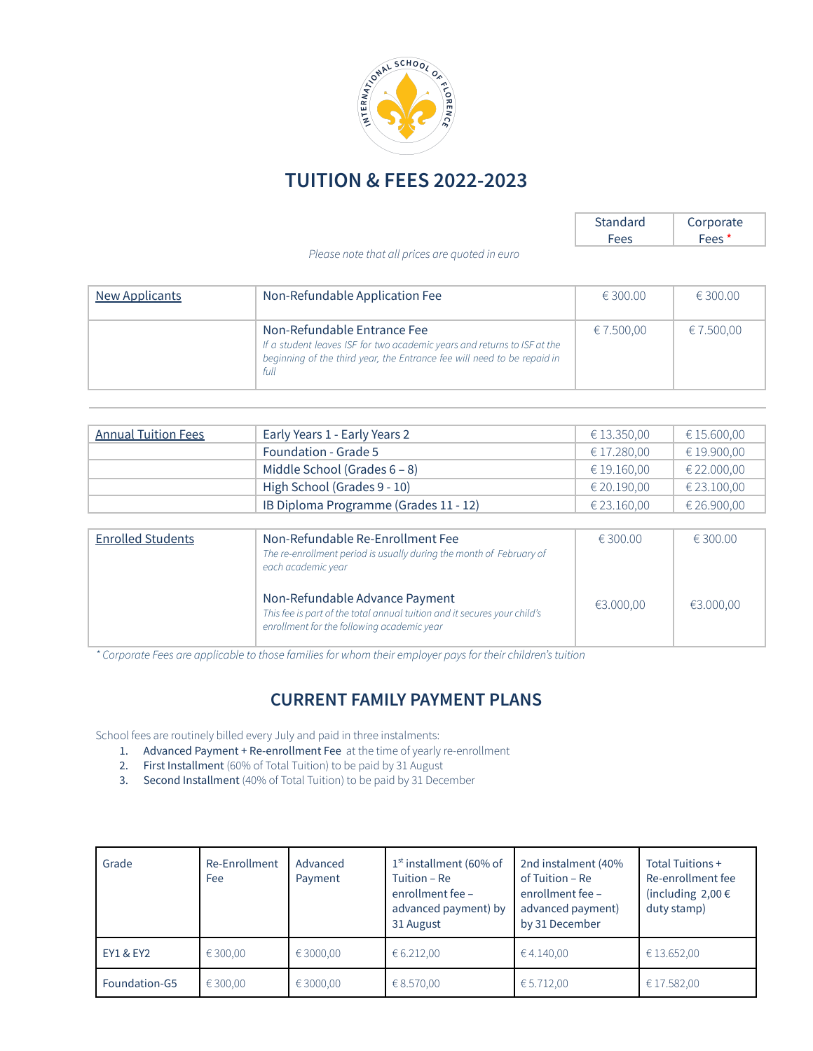# TUITION & FEES 2022-2023

*Please note that all prices are quoted in euro*

| | | Standard Fees | Corporate Fees * |
|---|---|---|---|
| New Applicants | Non-Refundable Application Fee | € 300.00 | € 300.00 |
| | Non-Refundable Entrance Fee<br>*If a student leaves ISF for two academic years and returns to ISF at the beginning of the third year, the Entrance fee will need to be repaid in full* | € 7.500,00 | € 7.500,00 |

| | | Standard Fees | Corporate Fees * |
|---|---|---|---|
| Annual Tuition Fees | Early Years 1 - Early Years 2 | € 13.350,00 | € 15.600,00 |
| | Foundation - Grade 5 | € 17.280,00 | € 19.900,00 |
| | Middle School (Grades 6 – 8) | € 19.160,00 | € 22.000,00 |
| | High School (Grades 9 - 10) | € 20.190,00 | € 23.100,00 |
| | IB Diploma Programme (Grades 11 - 12) | € 23.160,00 | € 26.900,00 |

| | | Standard Fees | Corporate Fees * |
|---|---|---|---|
| Enrolled Students | Non-Refundable Re-Enrollment Fee<br>*The re-enrollment period is usually during the month of February of each academic year* | € 300.00 | € 300.00 |
| | Non-Refundable Advance Payment<br>*This fee is part of the total annual tuition and it secures your child's enrollment for the following academic year* | €3.000,00 | €3.000,00 |

*\* Corporate Fees are applicable to those families for whom their employer pays for their children's tuition*

## CURRENT FAMILY PAYMENT PLANS

School fees are routinely billed every July and paid in three instalments:

1. Advanced Payment + Re-enrollment Fee at the time of yearly re-enrollment
2. First Installment (60% of Total Tuition) to be paid by 31 August
3. Second Installment (40% of Total Tuition) to be paid by 31 December

| Grade | Re-Enrollment Fee | Advanced Payment | 1st installment (60% of Tuition – Re enrollment fee – advanced payment) by 31 August | 2nd instalment (40% of Tuition – Re enrollment fee – advanced payment) by 31 December | Total Tuitions + Re-enrollment fee (including 2,00 € duty stamp) |
|---|---|---|---|---|---|
| EY1 & EY2 | € 300,00 | € 3000,00 | € 6.212,00 | € 4.140,00 | € 13.652,00 |
| Foundation-G5 | € 300,00 | € 3000,00 | € 8.570,00 | € 5.712,00 | € 17.582,00 |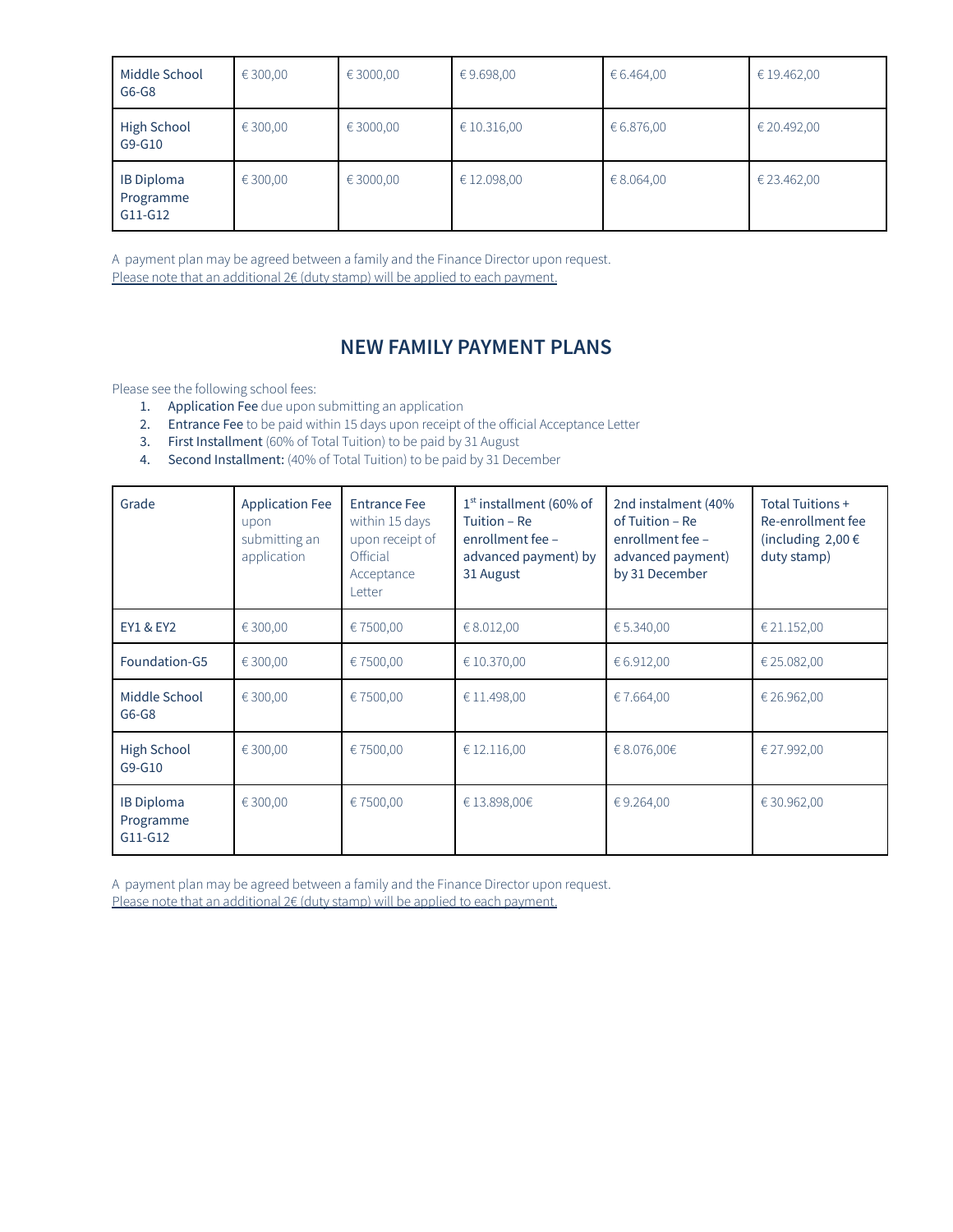| Middle School G6-G8 | € 300,00 | € 3000,00 | € 9.698,00 | € 6.464,00 | € 19.462,00 |
|---|---|---|---|---|---|
| High School G9-G10 | € 300,00 | € 3000,00 | € 10.316,00 | € 6.876,00 | € 20.492,00 |
| IB Diploma Programme G11-G12 | € 300,00 | € 3000,00 | € 12.098,00 | € 8.064,00 | € 23.462,00 |

A payment plan may be agreed between a family and the Finance Director upon request.
Please note that an additional 2€ (duty stamp) will be applied to each payment.

## NEW FAMILY PAYMENT PLANS

Please see the following school fees:

1. Application Fee due upon submitting an application
2. Entrance Fee to be paid within 15 days upon receipt of the official Acceptance Letter
3. First Installment (60% of Total Tuition) to be paid by 31 August
4. Second Installment: (40% of Total Tuition) to be paid by 31 December

| Grade | Application Fee upon submitting an application | Entrance Fee within 15 days upon receipt of Official Acceptance Letter | 1st installment (60% of Tuition – Re enrollment fee – advanced payment) by 31 August | 2nd instalment (40% of Tuition – Re enrollment fee – advanced payment) by 31 December | Total Tuitions + Re-enrollment fee (including 2,00 € duty stamp) |
|---|---|---|---|---|---|
| EY1 & EY2 | € 300,00 | € 7500,00 | € 8.012,00 | € 5.340,00 | € 21.152,00 |
| Foundation-G5 | € 300,00 | € 7500,00 | € 10.370,00 | € 6.912,00 | € 25.082,00 |
| Middle School G6-G8 | € 300,00 | € 7500,00 | € 11.498,00 | € 7.664,00 | € 26.962,00 |
| High School G9-G10 | € 300,00 | € 7500,00 | € 12.116,00 | € 8.076,00€ | € 27.992,00 |
| IB Diploma Programme G11-G12 | € 300,00 | € 7500,00 | € 13.898,00€ | € 9.264,00 | € 30.962,00 |

A payment plan may be agreed between a family and the Finance Director upon request.
Please note that an additional 2€ (duty stamp) will be applied to each payment.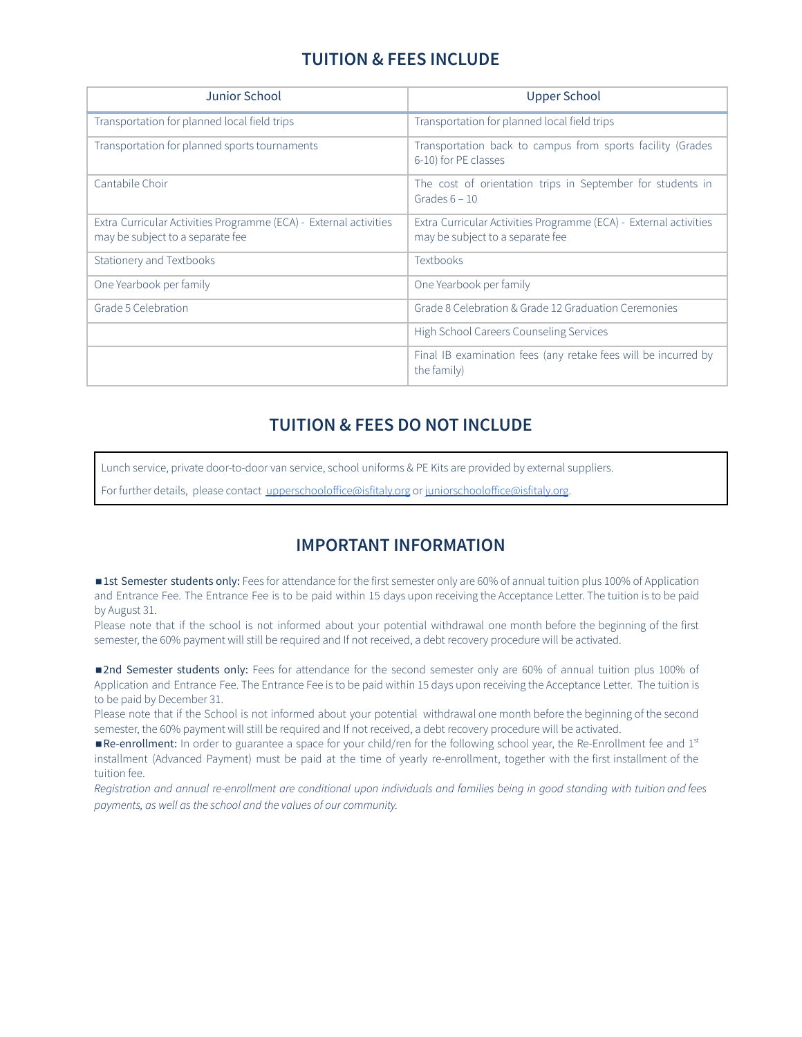## TUITION & FEES INCLUDE

| Junior School | Upper School |
|---|---|
| Transportation for planned local field trips | Transportation for planned local field trips |
| Transportation for planned sports tournaments | Transportation back to campus from sports facility (Grades 6-10) for PE classes |
| Cantabile Choir | The cost of orientation trips in September for students in Grades 6 – 10 |
| Extra Curricular Activities Programme (ECA) - External activities may be subject to a separate fee | Extra Curricular Activities Programme (ECA) - External activities may be subject to a separate fee |
| Stationery and Textbooks | Textbooks |
| One Yearbook per family | One Yearbook per family |
| Grade 5 Celebration | Grade 8 Celebration & Grade 12 Graduation Ceremonies |
| | High School Careers Counseling Services |
| | Final IB examination fees (any retake fees will be incurred by the family) |

## TUITION & FEES DO NOT INCLUDE

Lunch service, private door-to-door van service, school uniforms & PE Kits are provided by external suppliers.

For further details, please contact upperschooloffice@isfitaly.org or juniorschooloffice@isfitaly.org.

## IMPORTANT INFORMATION

■ **1st Semester students only:** Fees for attendance for the first semester only are 60% of annual tuition plus 100% of Application and Entrance Fee. The Entrance Fee is to be paid within 15 days upon receiving the Acceptance Letter. The tuition is to be paid by August 31.

Please note that if the school is not informed about your potential withdrawal one month before the beginning of the first semester, the 60% payment will still be required and If not received, a debt recovery procedure will be activated.

■ **2nd Semester students only:** Fees for attendance for the second semester only are 60% of annual tuition plus 100% of Application and Entrance Fee. The Entrance Fee is to be paid within 15 days upon receiving the Acceptance Letter. The tuition is to be paid by December 31.

Please note that if the School is not informed about your potential withdrawal one month before the beginning of the second semester, the 60% payment will still be required and If not received, a debt recovery procedure will be activated.

■ **Re-enrollment:** In order to guarantee a space for your child/ren for the following school year, the Re-Enrollment fee and 1st installment (Advanced Payment) must be paid at the time of yearly re-enrollment, together with the first installment of the tuition fee.

*Registration and annual re-enrollment are conditional upon individuals and families being in good standing with tuition and fees payments, as well as the school and the values of our community.*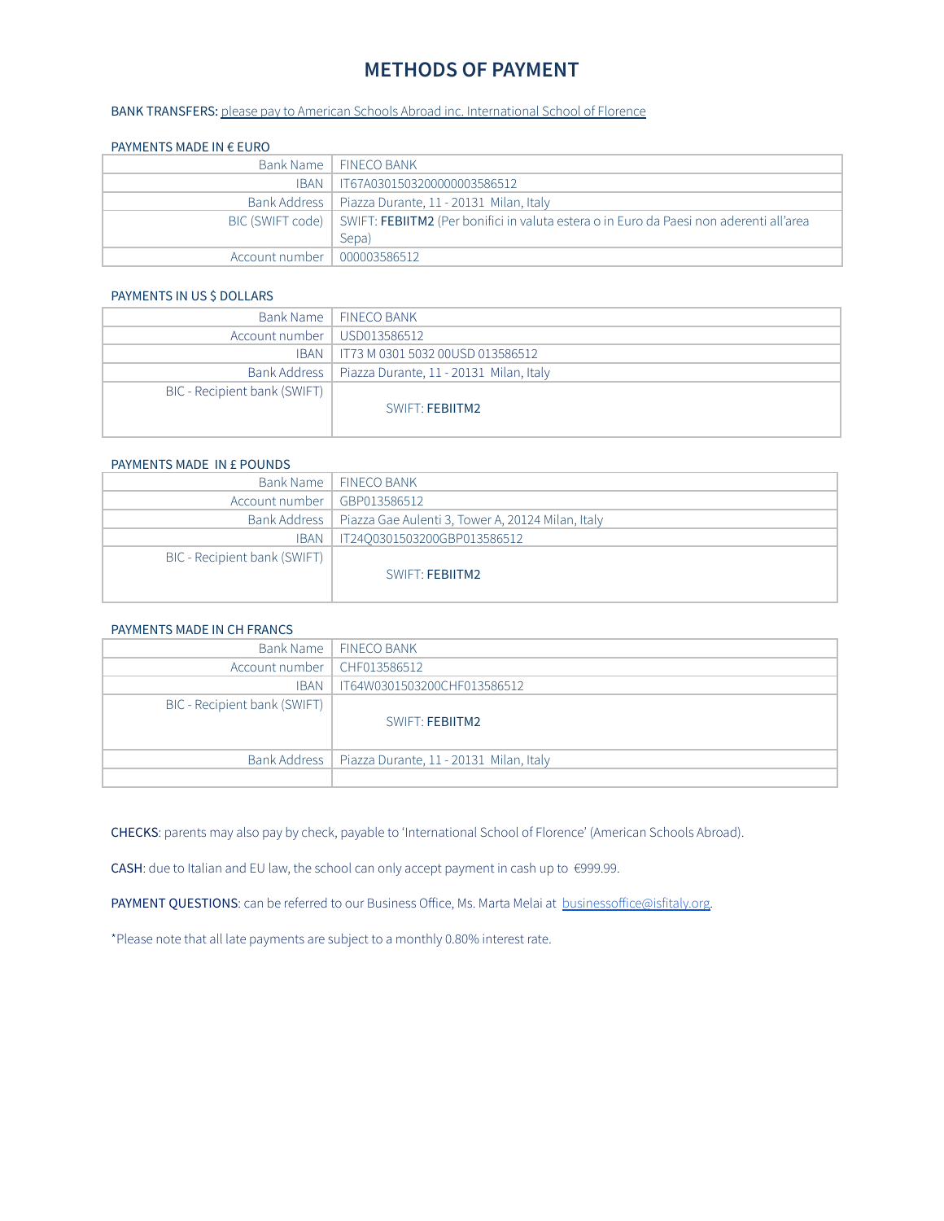# METHODS OF PAYMENT

BANK TRANSFERS: please pay to American Schools Abroad inc. International School of Florence

PAYMENTS MADE IN € EURO

| | |
|---|---|
| Bank Name | FINECO BANK |
| IBAN | IT67A0301503200000003586512 |
| Bank Address | Piazza Durante, 11 - 20131 Milan, Italy |
| BIC (SWIFT code) | SWIFT: **FEBIITM2** (Per bonifici in valuta estera o in Euro da Paesi non aderenti all'area Sepa) |
| Account number | 000003586512 |

PAYMENTS IN US $ DOLLARS

| | |
|---|---|
| Bank Name | FINECO BANK |
| Account number | USD013586512 |
| IBAN | IT73 M 0301 5032 00USD 013586512 |
| Bank Address | Piazza Durante, 11 - 20131 Milan, Italy |
| BIC - Recipient bank (SWIFT) | SWIFT: **FEBIITM2** |

PAYMENTS MADE IN £ POUNDS

| | |
|---|---|
| Bank Name | FINECO BANK |
| Account number | GBP013586512 |
| Bank Address | Piazza Gae Aulenti 3, Tower A, 20124 Milan, Italy |
| IBAN | IT24Q0301503200GBP013586512 |
| BIC - Recipient bank (SWIFT) | SWIFT: **FEBIITM2** |

PAYMENTS MADE IN CH FRANCS

| | |
|---|---|
| Bank Name | FINECO BANK |
| Account number | CHF013586512 |
| IBAN | IT64W0301503200CHF013586512 |
| BIC - Recipient bank (SWIFT) | SWIFT: **FEBIITM2** |
| Bank Address | Piazza Durante, 11 - 20131 Milan, Italy |
| | |

CHECKS: parents may also pay by check, payable to 'International School of Florence' (American Schools Abroad).

CASH: due to Italian and EU law, the school can only accept payment in cash up to €999.99.

PAYMENT QUESTIONS: can be referred to our Business Office, Ms. Marta Melai at businessoffice@isfitaly.org.

*Please note that all late payments are subject to a monthly 0.80% interest rate.